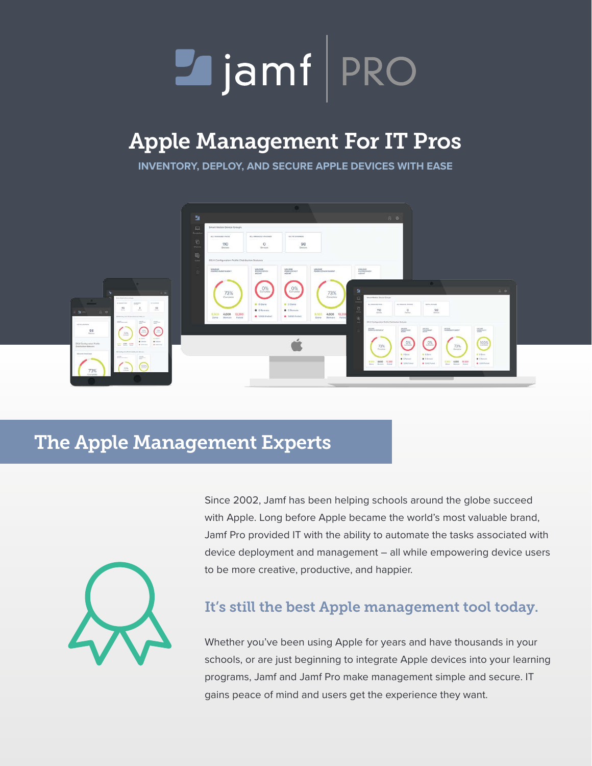# jamf | PRO

## Apple Management For IT Pros

INVENTORY, DEPLOY, AND SECURE APPLE DEVICES WITH EASE

## The Apple Management Experts

Since 2002, Jamf has been helping schools around the globe succeed with Apple. Long before Apple became the world's most valuable brand, Jamf Pro provided IT with the ability to automate the tasks associated with device deployment and management – all while empowering device users to be more creative, productive, and happier.

### It's still the best Apple management tool today.

Whether you've been using Apple for years and have thousands in your schools, or are just beginning to integrate Apple devices into your learning programs, Jamf and Jamf Pro make management simple and secure. IT gains peace of mind and users get the experience they want.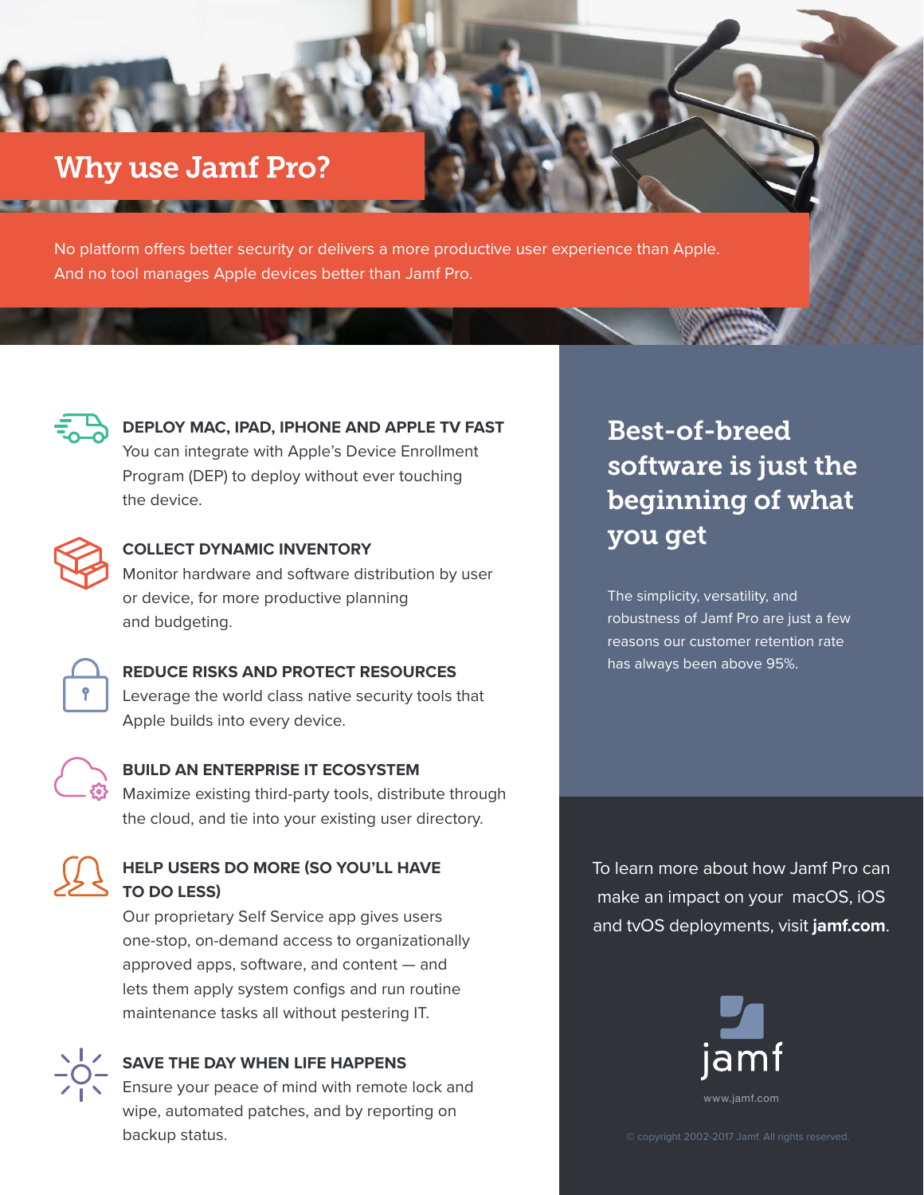# Why use Jamf Pro?

No platform offers better security or delivers a more productive user experience than Apple. And no tool manages Apple devices better than Jamf Pro.

### DEPLOY MAC, IPAD, IPHONE AND APPLE TV FAST

You can integrate with Apple's Device Enrollment Program (DEP) to deploy without ever touching the device.

### COLLECT DYNAMIC INVENTORY

Monitor hardware and software distribution by user or device, for more productive planning and budgeting.

### REDUCE RISKS AND PROTECT RESOURCES

Leverage the world class native security tools that Apple builds into every device.

### BUILD AN ENTERPRISE IT ECOSYSTEM

Maximize existing third-party tools, distribute through the cloud, and tie into your existing user directory.

### HELP USERS DO MORE (SO YOU'LL HAVE TO DO LESS)

Our proprietary Self Service app gives users one-stop, on-demand access to organizationally approved apps, software, and content — and lets them apply system configs and run routine maintenance tasks all without pestering IT.

### SAVE THE DAY WHEN LIFE HAPPENS

Ensure your peace of mind with remote lock and wipe, automated patches, and by reporting on backup status.

## Best-of-breed software is just the beginning of what you get

The simplicity, versatility, and robustness of Jamf Pro are just a few reasons our customer retention rate has always been above 95%.

To learn more about how Jamf Pro can make an impact on your macOS, iOS and tvOS deployments, visit **jamf.com**.

jamf

www.jamf.com

© copyright 2002-2017 Jamf. All rights reserved.